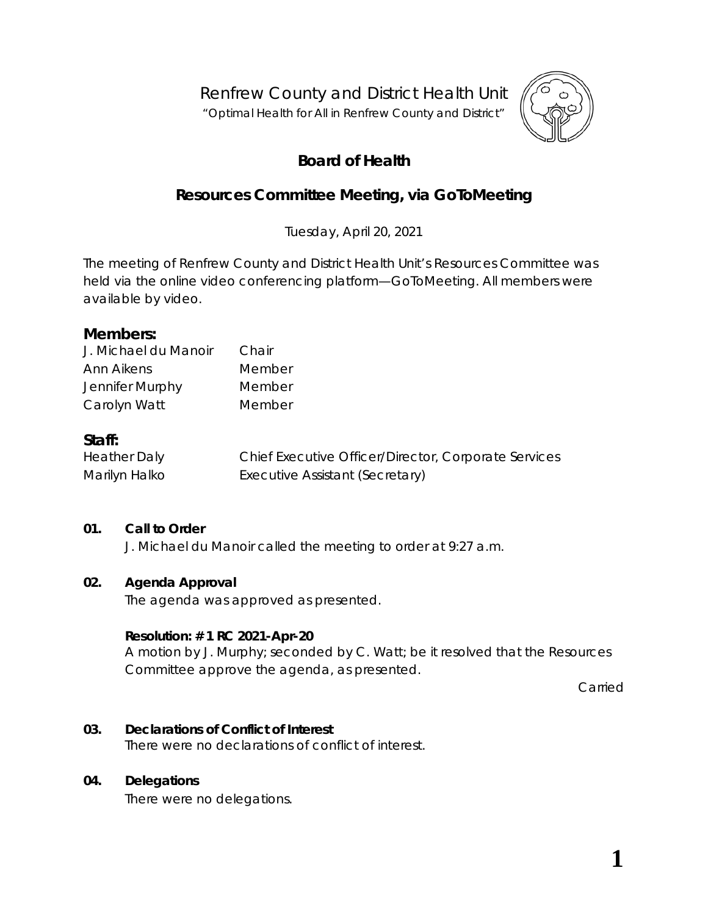Renfrew County and District Health Unit

"Optimal Health for All in Renfrew County and District"

# Board of Health

## Resources Committee Meeting, via GoToMeeting

Tuesday, April 20, 2021

The meeting of Renfrew County and District Health Unit's Resources Committee was held via the online video conferencing platform—GoToMeeting. All members were available by video.

### Members:

| | |
|---|---|
| J. Michael du Manoir | Chair |
| Ann Aikens | Member |
| Jennifer Murphy | Member |
| Carolyn Watt | Member |

### Staff:

| | |
|---|---|
| Heather Daly | Chief Executive Officer/Director, Corporate Services |
| Marilyn Halko | Executive Assistant (Secretary) |

**01. Call to Order**

J. Michael du Manoir called the meeting to order at 9:27 a.m.

**02. Agenda Approval**

The agenda was approved as presented.

**Resolution: # 1 RC 2021-Apr-20**

A motion by J. Murphy; seconded by C. Watt; be it resolved that the Resources Committee approve the agenda, as presented.

Carried

**03. Declarations of Conflict of Interest**

There were no declarations of conflict of interest.

**04. Delegations**

There were no delegations.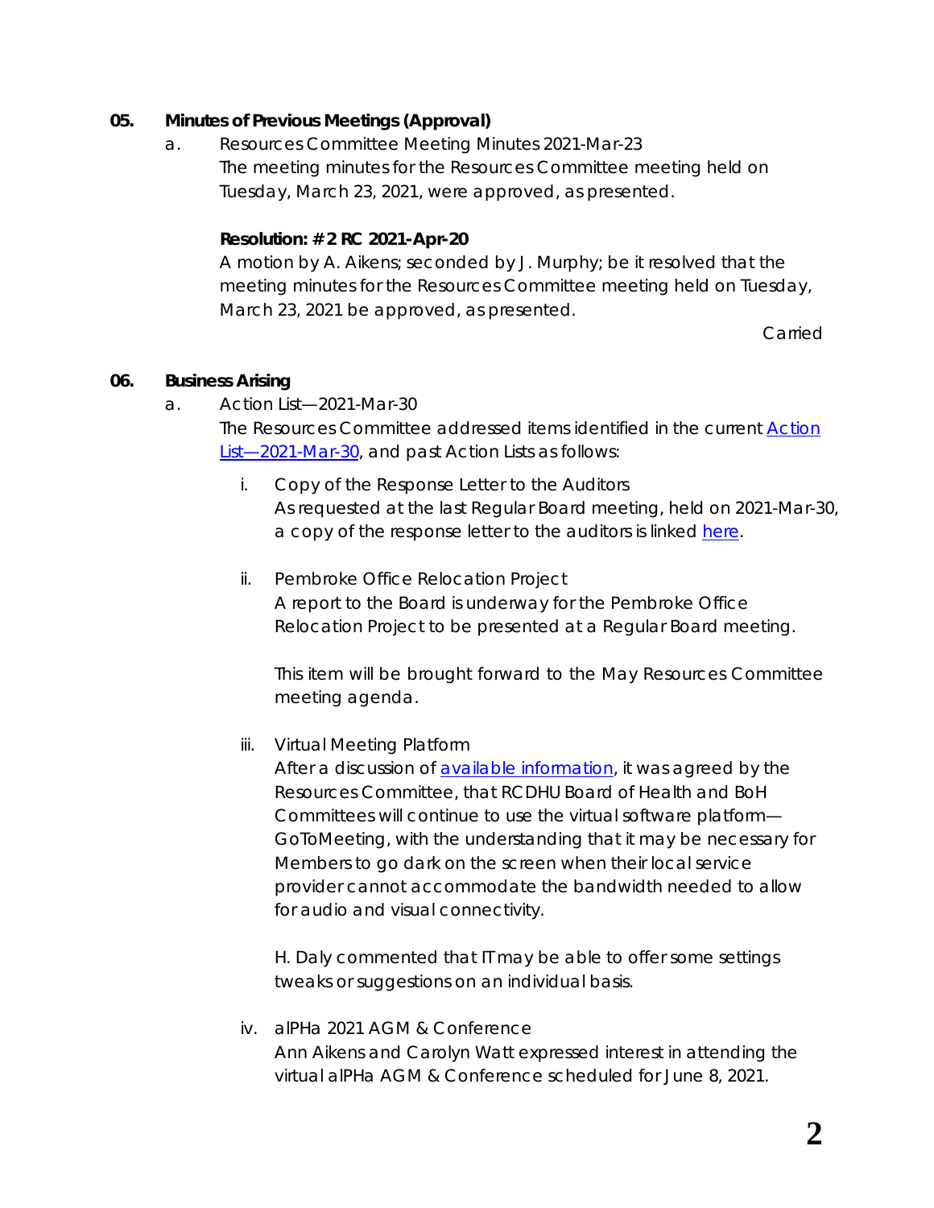**05. Minutes of Previous Meetings (Approval)**

a. Resources Committee Meeting Minutes 2021-Mar-23
The meeting minutes for the Resources Committee meeting held on Tuesday, March 23, 2021, were approved, as presented.

**Resolution: # 2 RC 2021-Apr-20**
A motion by A. Aikens; seconded by J. Murphy; be it resolved that the meeting minutes for the Resources Committee meeting held on Tuesday, March 23, 2021 be approved, as presented.

Carried

**06. Business Arising**

a. Action List—2021-Mar-30
The Resources Committee addressed items identified in the current Action List—2021-Mar-30, and past Action Lists as follows:

i. Copy of the Response Letter to the Auditors
As requested at the last Regular Board meeting, held on 2021-Mar-30, a copy of the response letter to the auditors is linked here.

ii. Pembroke Office Relocation Project
A report to the Board is underway for the Pembroke Office Relocation Project to be presented at a Regular Board meeting.

This item will be brought forward to the May Resources Committee meeting agenda.

iii. Virtual Meeting Platform
After a discussion of available information, it was agreed by the Resources Committee, that RCDHU Board of Health and BoH Committees will continue to use the virtual software platform—GoToMeeting, with the understanding that it may be necessary for Members to go dark on the screen when their local service provider cannot accommodate the bandwidth needed to allow for audio and visual connectivity.

H. Daly commented that IT may be able to offer some settings tweaks or suggestions on an individual basis.

iv. alPHa 2021 AGM & Conference
Ann Aikens and Carolyn Watt expressed interest in attending the virtual alPHa AGM & Conference scheduled for June 8, 2021.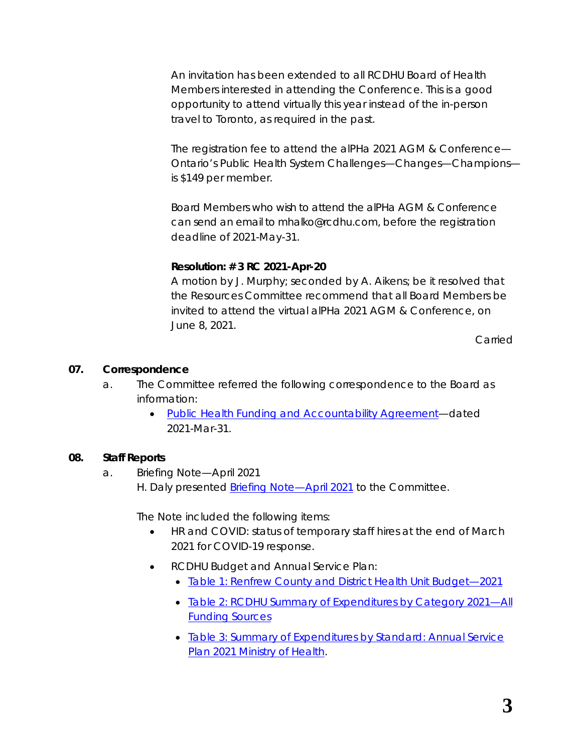An invitation has been extended to all RCDHU Board of Health Members interested in attending the Conference. This is a good opportunity to attend virtually this year instead of the in-person travel to Toronto, as required in the past.

The registration fee to attend the alPHa 2021 AGM & Conference—Ontario's Public Health System Challenges—Changes—Champions—is $149 per member.

Board Members who wish to attend the alPHa AGM & Conference can send an email to mhalko@rcdhu.com, before the registration deadline of 2021-May-31.

**Resolution: # 3 RC 2021-Apr-20**

A motion by J. Murphy; seconded by A. Aikens; be it resolved that the Resources Committee recommend that all Board Members be invited to attend the virtual alPHa 2021 AGM & Conference, on June 8, 2021.

Carried

**07. Correspondence**

a. The Committee referred the following correspondence to the Board as information:

- Public Health Funding and Accountability Agreement—dated 2021-Mar-31.

**08. Staff Reports**

a. Briefing Note—April 2021

H. Daly presented Briefing Note—April 2021 to the Committee.

The Note included the following items:

- HR and COVID: status of temporary staff hires at the end of March 2021 for COVID-19 response.
- RCDHU Budget and Annual Service Plan:
  - Table 1: Renfrew County and District Health Unit Budget—2021
  - Table 2: RCDHU Summary of Expenditures by Category 2021—All Funding Sources
  - Table 3: Summary of Expenditures by Standard: Annual Service Plan 2021 Ministry of Health.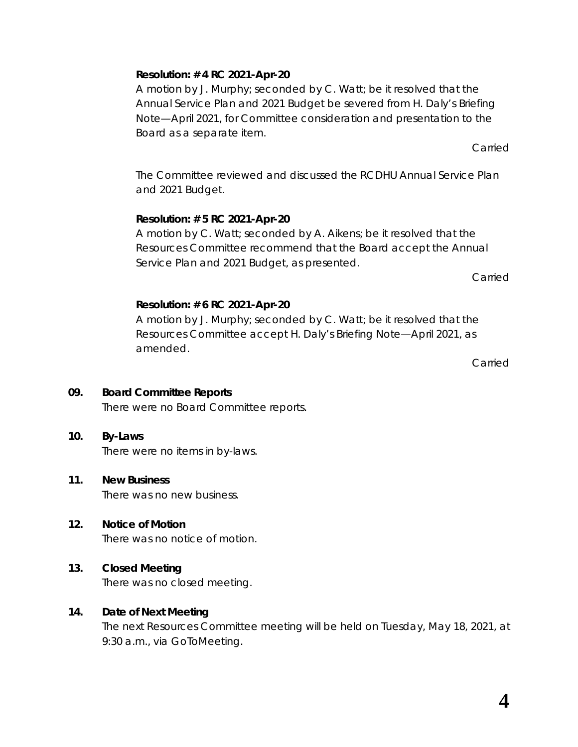**Resolution: # 4 RC 2021-Apr-20**

A motion by J. Murphy; seconded by C. Watt; be it resolved that the Annual Service Plan and 2021 Budget be severed from H. Daly's Briefing Note—April 2021, for Committee consideration and presentation to the Board as a separate item.

Carried

The Committee reviewed and discussed the RCDHU Annual Service Plan and 2021 Budget.

**Resolution: # 5 RC 2021-Apr-20**

A motion by C. Watt; seconded by A. Aikens; be it resolved that the Resources Committee recommend that the Board accept the Annual Service Plan and 2021 Budget, as presented.

Carried

**Resolution: # 6 RC 2021-Apr-20**

A motion by J. Murphy; seconded by C. Watt; be it resolved that the Resources Committee accept H. Daly's Briefing Note—April 2021, as amended.

Carried

**09. Board Committee Reports**

There were no Board Committee reports.

**10. By-Laws**

There were no items in by-laws.

**11. New Business**

There was no new business.

**12. Notice of Motion**

There was no notice of motion.

**13. Closed Meeting**

There was no closed meeting.

**14. Date of Next Meeting**

The next Resources Committee meeting will be held on Tuesday, May 18, 2021, at 9:30 a.m., via GoToMeeting.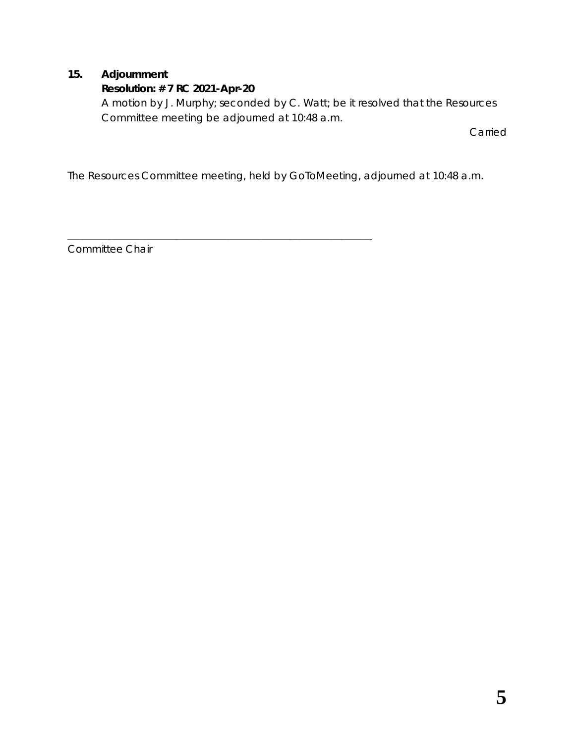**15. Adjournment**

**Resolution: # 7 RC 2021-Apr-20**

A motion by J. Murphy; seconded by C. Watt; be it resolved that the Resources Committee meeting be adjourned at 10:48 a.m.

Carried

The Resources Committee meeting, held by GoToMeeting, adjourned at 10:48 a.m.

\_\_\_\_\_\_\_\_\_\_\_\_\_\_\_\_\_\_\_\_\_\_\_\_\_\_\_\_\_\_\_\_\_\_\_\_\_\_\_\_\_\_\_\_\_\_\_\_

Committee Chair